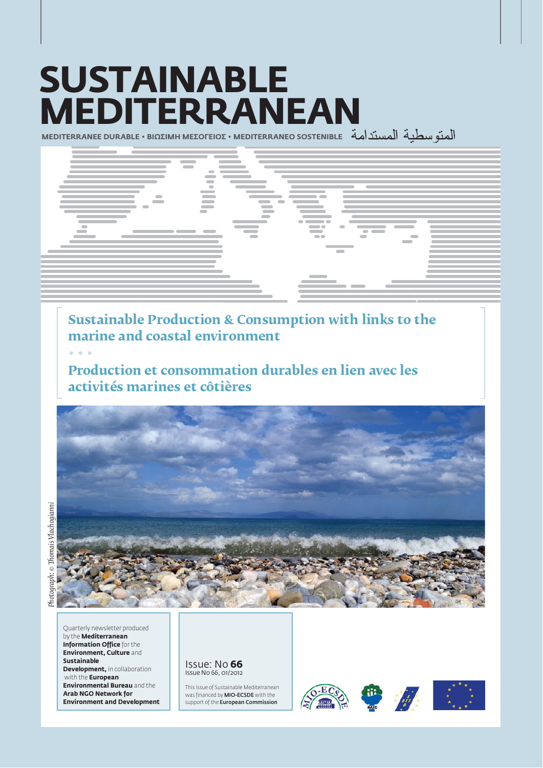# SUSTAINABLE MEDITERRANEAN

MEDITERRANEE DURABLE • ΒΙΩΣΙΜΗ ΜΕΣΟΓΕΙΟΣ • MEDITERRANEO SOSTENIBLE المتوسطية المستدامة

## Sustainable Production & Consumption with links to the marine and coastal environment

• • •

## Production et consommation durables en lien avec les activités marines et côtières

*Photograph: © Thomais Vlachogianni*

Quarterly newsletter produced by the **Mediterranean Information Office** for the **Environment, Culture** and **Sustainable Development,** in collaboration with the **European Environmental Bureau** and the **Arab NGO Network for Environment and Development**

Issue: No **66**
Issue No 66, 01/2012

This issue of Sustainable Mediterranean was financed by **MIO-ECSDE** with the support of the **European Commission**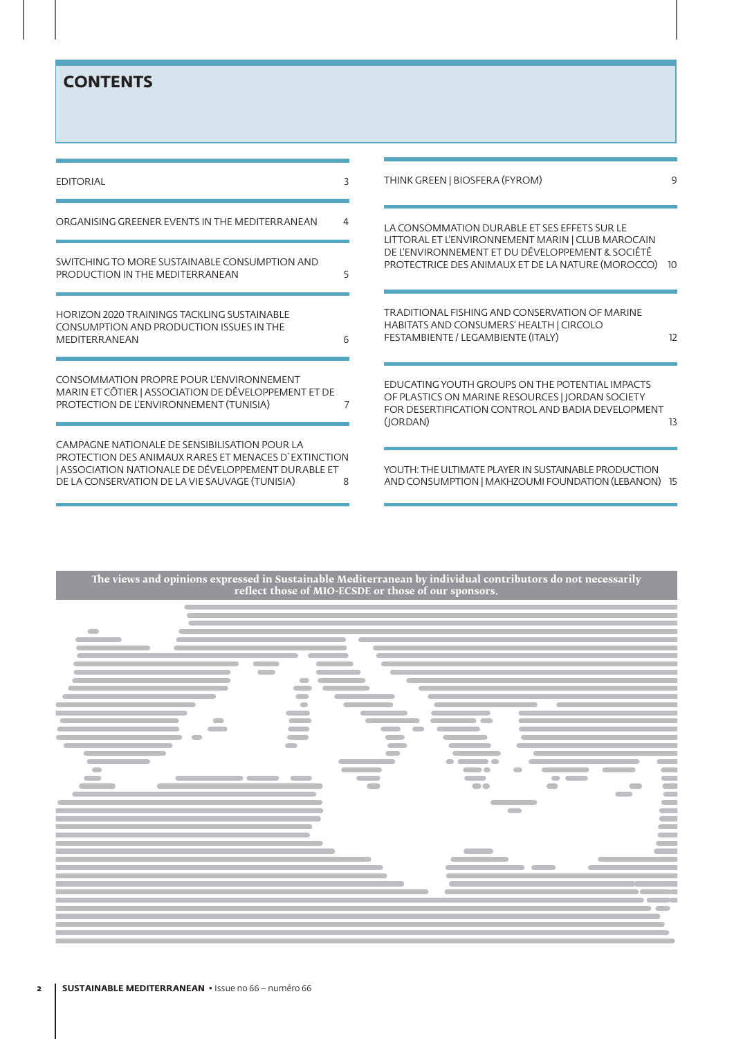# CONTENTS

| | |
|---|---|
| EDITORIAL | 3 |
| ORGANISING GREENER EVENTS IN THE MEDITERRANEAN | 4 |
| SWITCHING TO MORE SUSTAINABLE CONSUMPTION AND PRODUCTION IN THE MEDITERRANEAN | 5 |
| HORIZON 2020 TRAININGS TACKLING SUSTAINABLE CONSUMPTION AND PRODUCTION ISSUES IN THE MEDITERRANEAN | 6 |
| CONSOMMATION PROPRE POUR L'ENVIRONNEMENT MARIN ET CÔTIER \| ASSOCIATION DE DÉVELOPPEMENT ET DE PROTECTION DE L'ENVIRONNEMENT (TUNISIA) | 7 |
| CAMPAGNE NATIONALE DE SENSIBILISATION POUR LA PROTECTION DES ANIMAUX RARES ET MENACES D`EXTINCTION \| ASSOCIATION NATIONALE DE DÉVELOPPEMENT DURABLE ET DE LA CONSERVATION DE LA VIE SAUVAGE (TUNISIA) | 8 |
| THINK GREEN \| BIOSFERA (FYROM) | 9 |
| LA CONSOMMATION DURABLE ET SES EFFETS SUR LE LITTORAL ET L'ENVIRONNEMENT MARIN \| CLUB MAROCAIN DE L'ENVIRONNEMENT ET DU DÉVELOPPEMENT & SOCIÉTÉ PROTECTRICE DES ANIMAUX ET DE LA NATURE (MOROCCO) | 10 |
| TRADITIONAL FISHING AND CONSERVATION OF MARINE HABITATS AND CONSUMERS' HEALTH \| CIRCOLO FESTAMBIENTE / LEGAMBIENTE (ITALY) | 12 |
| EDUCATING YOUTH GROUPS ON THE POTENTIAL IMPACTS OF PLASTICS ON MARINE RESOURCES \| JORDAN SOCIETY FOR DESERTIFICATION CONTROL AND BADIA DEVELOPMENT (JORDAN) | 13 |
| YOUTH: THE ULTIMATE PLAYER IN SUSTAINABLE PRODUCTION AND CONSUMPTION \| MAKHZOUMI FOUNDATION (LEBANON) | 15 |

**The views and opinions expressed in Sustainable Mediterranean by individual contributors do not necessarily reflect those of MIO-ECSDE or those of our sponsors.**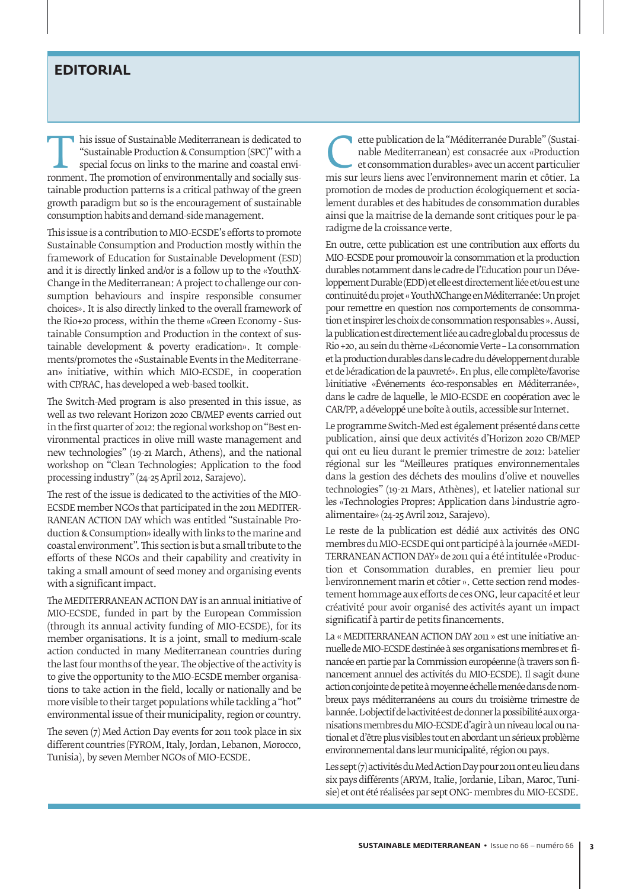# EDITORIAL

This issue of Sustainable Mediterranean is dedicated to "Sustainable Production & Consumption (SPC)" with a special focus on links to the marine and coastal environment. The promotion of environmentally and socially sustainable production patterns is a critical pathway of the green growth paradigm but so is the encouragement of sustainable consumption habits and demand-side management.

This issue is a contribution to MIO-ECSDE's efforts to promote Sustainable Consumption and Production mostly within the framework of Education for Sustainable Development (ESD) and it is directly linked and/or is a follow up to the «YouthX-Change in the Mediterranean: A project to challenge our consumption behaviours and inspire responsible consumer choices». It is also directly linked to the overall framework of the Rio+20 process, within the theme «Green Economy - Sustainable Consumption and Production in the context of sustainable development & poverty eradication». It complements/promotes the «Sustainable Events in the Mediterranean» initiative, within which MIO-ECSDE, in cooperation with CP/RAC, has developed a web-based toolkit.

The Switch-Med program is also presented in this issue, as well as two relevant Horizon 2020 CB/MEP events carried out in the first quarter of 2012: the regional workshop on "Best environmental practices in olive mill waste management and new technologies" (19-21 March, Athens), and the national workshop on "Clean Technologies: Application to the food processing industry" (24-25 April 2012, Sarajevo).

The rest of the issue is dedicated to the activities of the MIO-ECSDE member NGOs that participated in the 2011 MEDITERRANEAN ACTION DAY which was entitled "Sustainable Production & Consumption» ideally with links to the marine and coastal environment". This section is but a small tribute to the efforts of these NGOs and their capability and creativity in taking a small amount of seed money and organising events with a significant impact.

The MEDITERRANEAN ACTION DAY is an annual initiative of MIO-ECSDE, funded in part by the European Commission (through its annual activity funding of MIO-ECSDE), for its member organisations. It is a joint, small to medium-scale action conducted in many Mediterranean countries during the last four months of the year. The objective of the activity is to give the opportunity to the MIO-ECSDE member organisations to take action in the field, locally or nationally and be more visible to their target populations while tackling a "hot" environmental issue of their municipality, region or country.

The seven (7) Med Action Day events for 2011 took place in six different countries (FYROM, Italy, Jordan, Lebanon, Morocco, Tunisia), by seven Member NGOs of MIO-ECSDE.

Cette publication de la "Méditerranée Durable" (Sustainable Mediterranean) est consacrée aux «Production et consommation durables» avec un accent particulier mis sur leurs liens avec l'environnement marin et côtier. La promotion de modes de production écologiquement et socialement durables et des habitudes de consommation durables ainsi que la maitrise de la demande sont critiques pour le paradigme de la croissance verte.

En outre, cette publication est une contribution aux efforts du MIO-ECSDE pour promouvoir la consommation et la production durables notamment dans le cadre de l'Education pour un Développement Durable (EDD) et elle est directement liée et/ou est une continuité du projet « YouthXChange en Méditerranée: Un projet pour remettre en question nos comportements de consommation et inspirer les choix de consommation responsables ». Aussi, la publication est directement liée au cadre global du processus de Rio +20, au sein du thème «L'économie Verte – La consommation et la production durables dans le cadre du développement durable et de l'éradication de la pauvreté». En plus, elle complète/favorise l'initiative «Événements éco-responsables en Méditerranée», dans le cadre de laquelle, le MIO-ECSDE en coopération avec le CAR/PP, a développé une boîte à outils, accessible sur Internet.

Le programme Switch-Med est également présenté dans cette publication, ainsi que deux activités d'Horizon 2020 CB/MEP qui ont eu lieu durant le premier trimestre de 2012: l'atelier régional sur les "Meilleures pratiques environnementales dans la gestion des déchets des moulins d'olive et nouvelles technologies" (19-21 Mars, Athènes), et l'atelier national sur les «Technologies Propres: Application dans l'industrie agro-alimentaire» (24-25 Avril 2012, Sarajevo).

Le reste de la publication est dédié aux activités des ONG membres du MIO-ECSDE qui ont participé à la journée «MEDITERRANEAN ACTION DAY» de 2011 qui a été intitulée «Production et Consommation durables, en premier lieu pour l'environnement marin et côtier ». Cette section rend modestement hommage aux efforts de ces ONG, leur capacité et leur créativité pour avoir organisé des activités ayant un impact significatif à partir de petits financements.

La « MEDITERRANEAN ACTION DAY 2011 » est une initiative annuelle de MIO-ECSDE destinée à ses organisations membres et financée en partie par la Commission européenne (à travers son financement annuel des activités du MIO-ECSDE). Il s'agit d'une action conjointe de petite à moyenne échelle menée dans de nombreux pays méditerranéens au cours du troisième trimestre de l'année. L'objectif de l'activité est de donner la possibilité aux organisations membres du MIO-ECSDE d'agir à un niveau local ou national et d'être plus visibles tout en abordant un sérieux problème environnemental dans leur municipalité, région ou pays.

Les sept (7) activités du Med Action Day pour 2011 ont eu lieu dans six pays différents (ARYM, Italie, Jordanie, Liban, Maroc, Tunisie) et ont été réalisées par sept ONG- membres du MIO-ECSDE.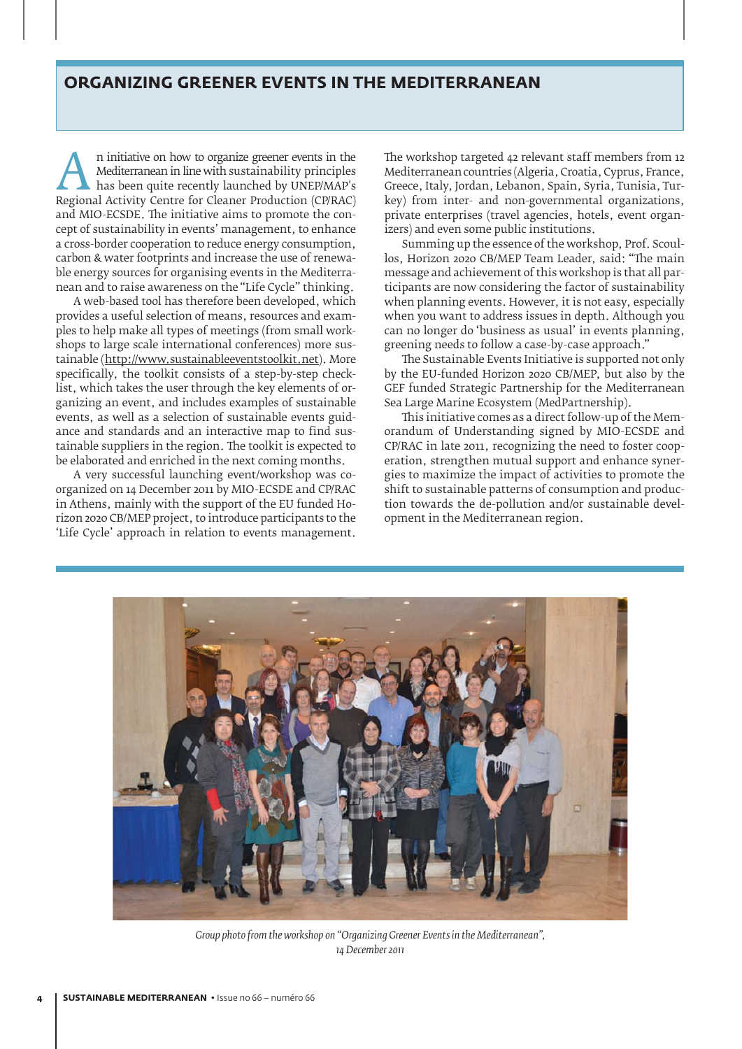# ORGANIZING GREENER EVENTS IN THE MEDITERRANEAN

An initiative on how to organize greener events in the Mediterranean in line with sustainability principles has been quite recently launched by UNEP/MAP's Regional Activity Centre for Cleaner Production (CP/RAC) and MIO-ECSDE. The initiative aims to promote the concept of sustainability in events' management, to enhance a cross-border cooperation to reduce energy consumption, carbon & water footprints and increase the use of renewable energy sources for organising events in the Mediterranean and to raise awareness on the "Life Cycle" thinking.

A web-based tool has therefore been developed, which provides a useful selection of means, resources and examples to help make all types of meetings (from small workshops to large scale international conferences) more sustainable (http://www.sustainableeventstoolkit.net). More specifically, the toolkit consists of a step-by-step checklist, which takes the user through the key elements of organizing an event, and includes examples of sustainable events, as well as a selection of sustainable events guidance and standards and an interactive map to find sustainable suppliers in the region. The toolkit is expected to be elaborated and enriched in the next coming months.

A very successful launching event/workshop was co-organized on 14 December 2011 by MIO-ECSDE and CP/RAC in Athens, mainly with the support of the EU funded Horizon 2020 CB/MEP project, to introduce participants to the 'Life Cycle' approach in relation to events management.

The workshop targeted 42 relevant staff members from 12 Mediterranean countries (Algeria, Croatia, Cyprus, France, Greece, Italy, Jordan, Lebanon, Spain, Syria, Tunisia, Turkey) from inter- and non-governmental organizations, private enterprises (travel agencies, hotels, event organizers) and even some public institutions.

Summing up the essence of the workshop, Prof. Scoullos, Horizon 2020 CB/MEP Team Leader, said: "The main message and achievement of this workshop is that all participants are now considering the factor of sustainability when planning events. However, it is not easy, especially when you want to address issues in depth. Although you can no longer do 'business as usual' in events planning, greening needs to follow a case-by-case approach."

The Sustainable Events Initiative is supported not only by the EU-funded Horizon 2020 CB/MEP, but also by the GEF funded Strategic Partnership for the Mediterranean Sea Large Marine Ecosystem (MedPartnership).

This initiative comes as a direct follow-up of the Memorandum of Understanding signed by MIO-ECSDE and CP/RAC in late 2011, recognizing the need to foster cooperation, strengthen mutual support and enhance synergies to maximize the impact of activities to promote the shift to sustainable patterns of consumption and production towards the de-pollution and/or sustainable development in the Mediterranean region.

*Group photo from the workshop on "Organizing Greener Events in the Mediterranean", 14 December 2011*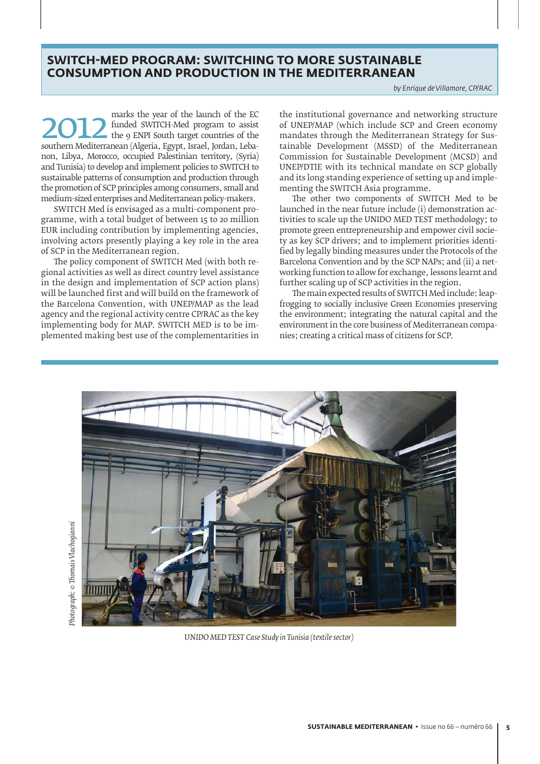## SWITCH-MED PROGRAM: SWITCHING TO MORE SUSTAINABLE CONSUMPTION AND PRODUCTION IN THE MEDITERRANEAN

*by Enrique de Villamore, CP/RAC*

2012 marks the year of the launch of the EC funded SWITCH-Med program to assist the 9 ENPI South target countries of the southern Mediterranean (Algeria, Egypt, Israel, Jordan, Lebanon, Libya, Morocco, occupied Palestinian territory, (Syria) and Tunisia) to develop and implement policies to SWITCH to sustainable patterns of consumption and production through the promotion of SCP principles among consumers, small and medium-sized enterprises and Mediterranean policy-makers.

SWITCH Med is envisaged as a multi-component programme, with a total budget of between 15 to 20 million EUR including contribution by implementing agencies, involving actors presently playing a key role in the area of SCP in the Mediterranean region.

The policy component of SWITCH Med (with both regional activities as well as direct country level assistance in the design and implementation of SCP action plans) will be launched first and will build on the framework of the Barcelona Convention, with UNEP/MAP as the lead agency and the regional activity centre CP/RAC as the key implementing body for MAP. SWITCH MED is to be implemented making best use of the complementarities in the institutional governance and networking structure of UNEP/MAP (which include SCP and Green economy mandates through the Mediterranean Strategy for Sustainable Development (MSSD) of the Mediterranean Commission for Sustainable Development (MCSD) and UNEP/DTIE with its technical mandate on SCP globally and its long standing experience of setting up and implementing the SWITCH Asia programme.

The other two components of SWITCH Med to be launched in the near future include (i) demonstration activities to scale up the UNIDO MED TEST methodology; to promote green entrepreneurship and empower civil society as key SCP drivers; and to implement priorities identified by legally binding measures under the Protocols of the Barcelona Convention and by the SCP NAPs; and (ii) a networking function to allow for exchange, lessons learnt and further scaling up of SCP activities in the region.

The main expected results of SWITCH Med include: leapfrogging to socially inclusive Green Economies preserving the environment; integrating the natural capital and the environment in the core business of Mediterranean companies; creating a critical mass of citizens for SCP.

*Photograph: © Thomais Vlachogianni*

*UNIDO MED TEST Case Study in Tunisia (textile sector)*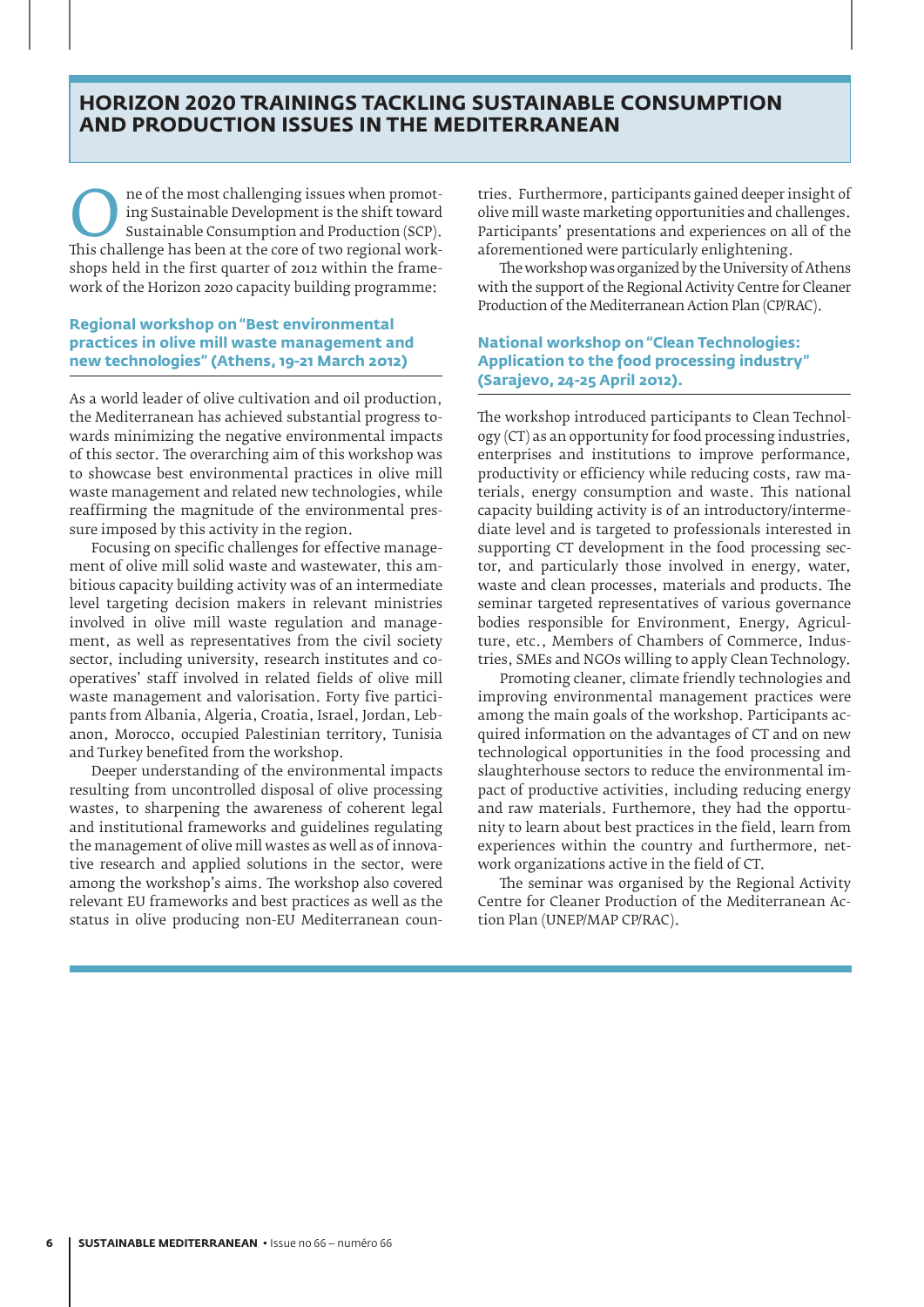# HORIZON 2020 TRAININGS TACKLING SUSTAINABLE CONSUMPTION AND PRODUCTION ISSUES IN THE MEDITERRANEAN

One of the most challenging issues when promoting Sustainable Development is the shift toward Sustainable Consumption and Production (SCP). This challenge has been at the core of two regional workshops held in the first quarter of 2012 within the framework of the Horizon 2020 capacity building programme:

### Regional workshop on "Best environmental practices in olive mill waste management and new technologies" (Athens, 19-21 March 2012)

As a world leader of olive cultivation and oil production, the Mediterranean has achieved substantial progress towards minimizing the negative environmental impacts of this sector. The overarching aim of this workshop was to showcase best environmental practices in olive mill waste management and related new technologies, while reaffirming the magnitude of the environmental pressure imposed by this activity in the region.

Focusing on specific challenges for effective management of olive mill solid waste and wastewater, this ambitious capacity building activity was of an intermediate level targeting decision makers in relevant ministries involved in olive mill waste regulation and management, as well as representatives from the civil society sector, including university, research institutes and cooperatives' staff involved in related fields of olive mill waste management and valorisation. Forty five participants from Albania, Algeria, Croatia, Israel, Jordan, Lebanon, Morocco, occupied Palestinian territory, Tunisia and Turkey benefited from the workshop.

Deeper understanding of the environmental impacts resulting from uncontrolled disposal of olive processing wastes, to sharpening the awareness of coherent legal and institutional frameworks and guidelines regulating the management of olive mill wastes as well as of innovative research and applied solutions in the sector, were among the workshop's aims. The workshop also covered relevant EU frameworks and best practices as well as the status in olive producing non-EU Mediterranean countries. Furthermore, participants gained deeper insight of olive mill waste marketing opportunities and challenges. Participants' presentations and experiences on all of the aforementioned were particularly enlightening.

The workshop was organized by the University of Athens with the support of the Regional Activity Centre for Cleaner Production of the Mediterranean Action Plan (CP/RAC).

### National workshop on "Clean Technologies: Application to the food processing industry" (Sarajevo, 24-25 April 2012).

The workshop introduced participants to Clean Technology (CT) as an opportunity for food processing industries, enterprises and institutions to improve performance, productivity or efficiency while reducing costs, raw materials, energy consumption and waste. This national capacity building activity is of an introductory/intermediate level and is targeted to professionals interested in supporting CT development in the food processing sector, and particularly those involved in energy, water, waste and clean processes, materials and products. The seminar targeted representatives of various governance bodies responsible for Environment, Energy, Agriculture, etc., Members of Chambers of Commerce, Industries, SMEs and NGOs willing to apply Clean Technology.

Promoting cleaner, climate friendly technologies and improving environmental management practices were among the main goals of the workshop. Participants acquired information on the advantages of CT and on new technological opportunities in the food processing and slaughterhouse sectors to reduce the environmental impact of productive activities, including reducing energy and raw materials. Furthemore, they had the opportunity to learn about best practices in the field, learn from experiences within the country and furthermore, network organizations active in the field of CT.

The seminar was organised by the Regional Activity Centre for Cleaner Production of the Mediterranean Action Plan (UNEP/MAP CP/RAC).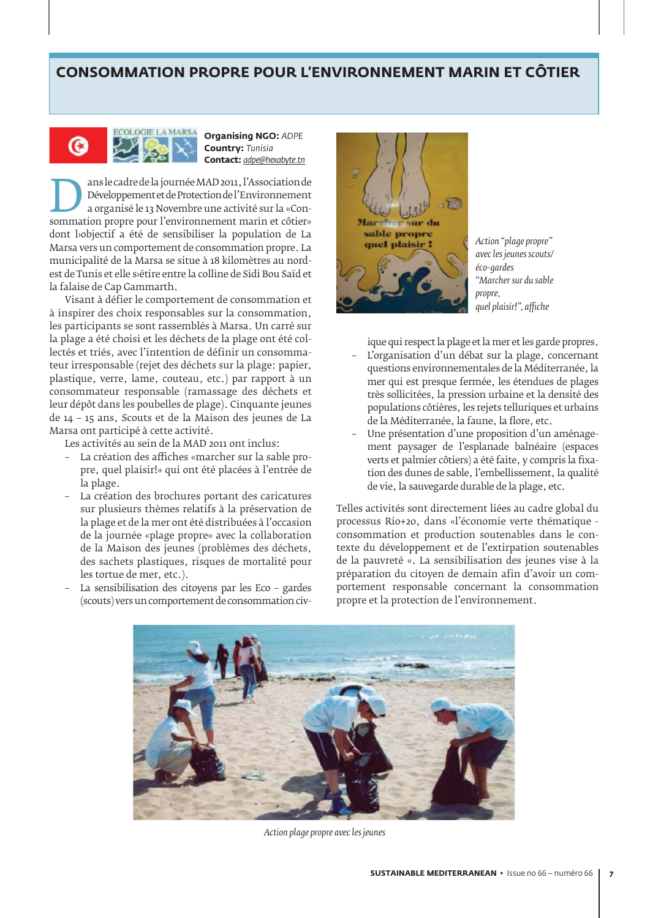# CONSOMMATION PROPRE POUR L'ENVIRONNEMENT MARIN ET CÔTIER

**Organising NGO:** *ADPE*
**Country:** *Tunisia*
**Contact:** *adpe@hexabyte.tn*

Dans le cadre de la journée MAD 2011, l'Association de Développement et de Protection de l'Environnement a organisé le 13 Novembre une activité sur la «Consommation propre pour l'environnement marin et côtier» dont l›objectif a été de sensibiliser la population de La Marsa vers un comportement de consommation propre. La municipalité de la Marsa se situe à 18 kilomètres au nord-est de Tunis et elle s›étire entre la colline de Sidi Bou Saïd et la falaise de Cap Gammarth.

Visant à défier le comportement de consommation et à inspirer des choix responsables sur la consommation, les participants se sont rassemblés à Marsa. Un carré sur la plage a été choisi et les déchets de la plage ont été collectés et triés, avec l'intention de définir un consommateur irresponsable (rejet des déchets sur la plage: papier, plastique, verre, lame, couteau, etc.) par rapport à un consommateur responsable (ramassage des déchets et leur dépôt dans les poubelles de plage). Cinquante jeunes de 14 – 15 ans, Scouts et de la Maison des jeunes de La Marsa ont participé à cette activité.

Les activités au sein de la MAD 2011 ont inclus:

- La création des affiches «marcher sur la sable propre, quel plaisir!» qui ont été placées à l'entrée de la plage.
- La création des brochures portant des caricatures sur plusieurs thèmes relatifs à la préservation de la plage et de la mer ont été distribuées à l'occasion de la journée «plage propre» avec la collaboration de la Maison des jeunes (problèmes des déchets, des sachets plastiques, risques de mortalité pour les tortue de mer, etc.).
- La sensibilisation des citoyens par les Eco - gardes (scouts) vers un comportement de consommation civique qui respect la plage et la mer et les garde propres.
- L'organisation d'un débat sur la plage, concernant questions environnementales de la Méditerranée, la mer qui est presque fermée, les étendues de plages très sollicitées, la pression urbaine et la densité des populations côtières, les rejets telluriques et urbains de la Méditerranée, la faune, la flore, etc.
- Une présentation d'une proposition d'un aménagement paysager de l'esplanade balnéaire (espaces verts et palmier côtiers) a été faite, y compris la fixation des dunes de sable, l'embellissement, la qualité de vie, la sauvegarde durable de la plage, etc.

*Action "plage propre" avec les jeunes scouts/ éco-gardes "Marcher sur du sable propre, quel plaisir!", affiche*

Telles activités sont directement liées au cadre global du processus Rio+20, dans «l'économie verte thématique - consommation et production soutenables dans le contexte du développement et de l'extirpation soutenables de la pauvreté «. La sensibilisation des jeunes vise à la préparation du citoyen de demain afin d'avoir un comportement responsable concernant la consommation propre et la protection de l'environnement.

*Action plage propre avec les jeunes*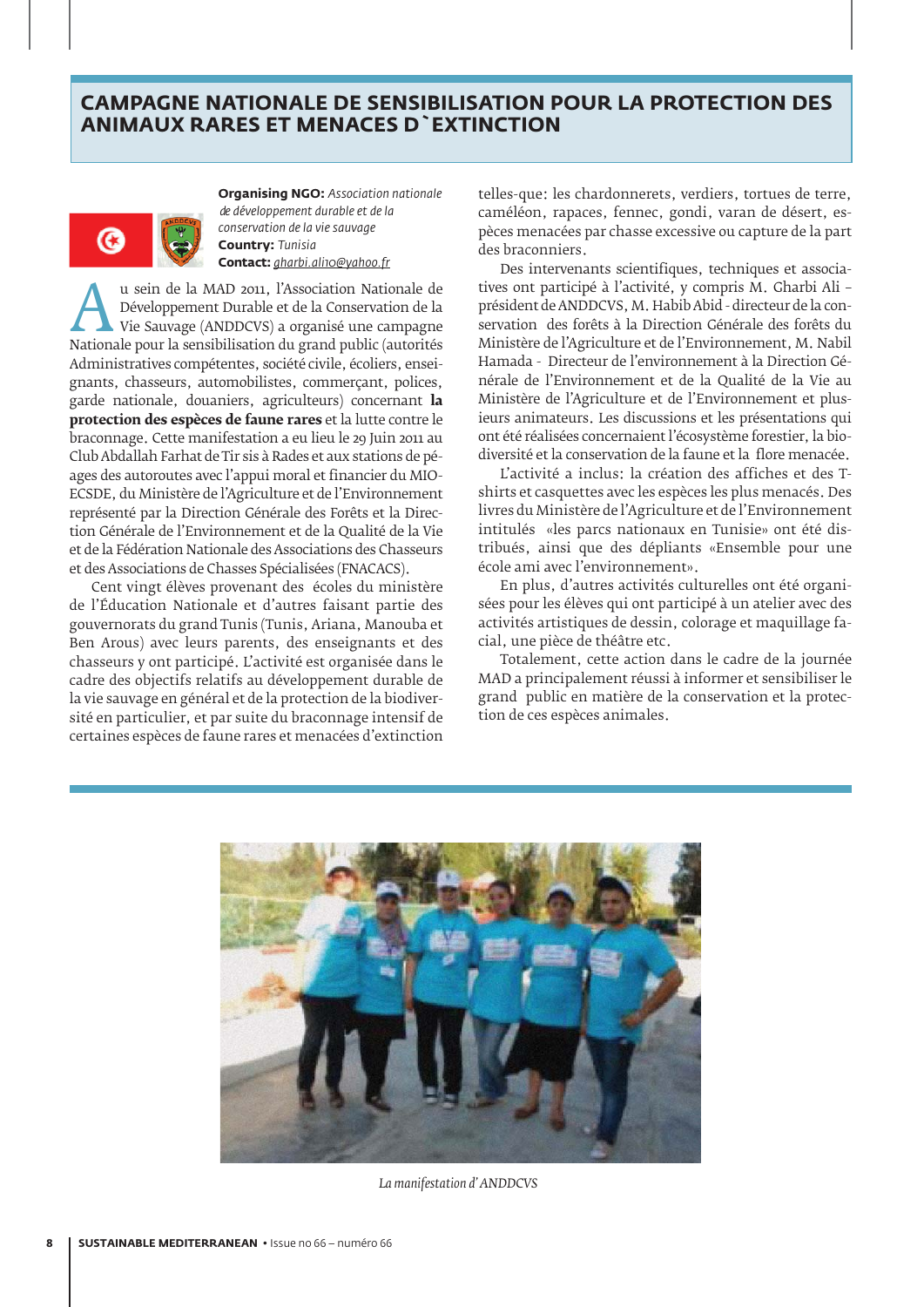# CAMPAGNE NATIONALE DE SENSIBILISATION POUR LA PROTECTION DES ANIMAUX RARES ET MENACES D`EXTINCTION

**Organising NGO:** *Association nationale de développement durable et de la conservation de la vie sauvage*
**Country:** *Tunisia*
**Contact:** *gharbi.ali10@yahoo.fr*

Au sein de la MAD 2011, l'Association Nationale de Développement Durable et de la Conservation de la Vie Sauvage (ANDDCVS) a organisé une campagne Nationale pour la sensibilisation du grand public (autorités Administratives compétentes, société civile, écoliers, enseignants, chasseurs, automobilistes, commerçant, polices, garde nationale, douaniers, agriculteurs) concernant **la protection des espèces de faune rares** et la lutte contre le braconnage. Cette manifestation a eu lieu le 29 Juin 2011 au Club Abdallah Farhat de Tir sis à Rades et aux stations de péages des autoroutes avec l'appui moral et financier du MIO-ECSDE, du Ministère de l'Agriculture et de l'Environnement représenté par la Direction Générale des Forêts et la Direction Générale de l'Environnement et de la Qualité de la Vie et de la Fédération Nationale des Associations des Chasseurs et des Associations de Chasses Spécialisées (FNACACS).

Cent vingt élèves provenant des écoles du ministère de l'Éducation Nationale et d'autres faisant partie des gouvernorats du grand Tunis (Tunis, Ariana, Manouba et Ben Arous) avec leurs parents, des enseignants et des chasseurs y ont participé. L'activité est organisée dans le cadre des objectifs relatifs au développement durable de la vie sauvage en général et de la protection de la biodiversité en particulier, et par suite du braconnage intensif de certaines espèces de faune rares et menacées d'extinction telles-que: les chardonnerets, verdiers, tortues de terre, caméléon, rapaces, fennec, gondi, varan de désert, espèces menacées par chasse excessive ou capture de la part des braconniers.

Des intervenants scientifiques, techniques et associatives ont participé à l'activité, y compris M. Gharbi Ali – président de ANDDCVS, M. Habib Abid - directeur de la conservation des forêts à la Direction Générale des forêts du Ministère de l'Agriculture et de l'Environnement, M. Nabil Hamada - Directeur de l'environnement à la Direction Générale de l'Environnement et de la Qualité de la Vie au Ministère de l'Agriculture et de l'Environnement et plusieurs animateurs. Les discussions et les présentations qui ont été réalisées concernaient l'écosystème forestier, la biodiversité et la conservation de la faune et la flore menacée.

L'activité a inclus: la création des affiches et des T-shirts et casquettes avec les espèces les plus menacés. Des livres du Ministère de l'Agriculture et de l'Environnement intitulés «les parcs nationaux en Tunisie» ont été distribués, ainsi que des dépliants «Ensemble pour une école ami avec l'environnement».

En plus, d'autres activités culturelles ont été organisées pour les élèves qui ont participé à un atelier avec des activités artistiques de dessin, coloriage et maquillage facial, une pièce de théâtre etc.

Totalement, cette action dans le cadre de la journée MAD a principalement réussi à informer et sensibiliser le grand public en matière de la conservation et la protection de ces espèces animales.

*La manifestation d' ANDDCVS*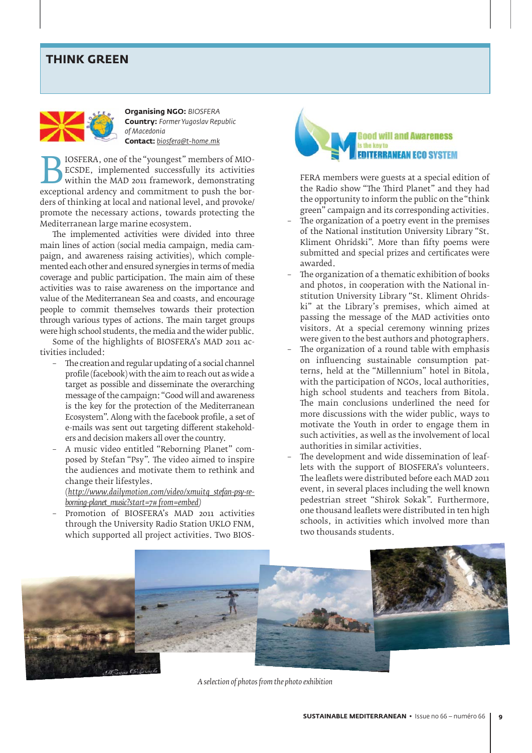## THINK GREEN

**Organising NGO:** *BIOSFERA*
**Country:** *Former Yugoslav Republic of Macedonia*
**Contact:** *biosfera@t-home.mk*

BIOSFERA, one of the "youngest" members of MIO-ECSDE, implemented successfully its activities within the MAD 2011 framework, demonstrating exceptional ardency and commitment to push the borders of thinking at local and national level, and provoke/promote the necessary actions, towards protecting the Mediterranean large marine ecosystem.

The implemented activities were divided into three main lines of action (social media campaign, media campaign, and awareness raising activities), which complemented each other and ensured synergies in terms of media coverage and public participation. The main aim of these activities was to raise awareness on the importance and value of the Mediterranean Sea and coasts, and encourage people to commit themselves towards their protection through various types of actions. The main target groups were high school students, the media and the wider public.

Some of the highlights of BIOSFERA's MAD 2011 activities included:

- The creation and regular updating of a social channel profile (facebook) with the aim to reach out as wide a target as possible and disseminate the overarching message of the campaign: "Good will and awareness is the key for the protection of the Mediterranean Ecosystem". Along with the facebook profile, a set of e-mails was sent out targeting different stakeholders and decision makers all over the country.
- A music video entitled "Reborning Planet" composed by Stefan "Psy". The video aimed to inspire the audiences and motivate them to rethink and change their lifestyles. (*http://www.dailymotion.com/video/xmuitq_stefan-psy-reborning-planet_music?start=7# from=embed*)
- Promotion of BIOSFERA's MAD 2011 activities through the University Radio Station UKLO FNM, which supported all project activities. Two BIOSFERA members were guests at a special edition of the Radio show "The Third Planet" and they had the opportunity to inform the public on the "think green" campaign and its corresponding activities.
- The organization of a poetry event in the premises of the National institution University Library "St. Kliment Ohridski". More than fifty poems were submitted and special prizes and certificates were awarded.
- The organization of a thematic exhibition of books and photos, in cooperation with the National institution University Library "St. Kliment Ohridski" at the Library's premises, which aimed at passing the message of the MAD activities onto visitors. At a special ceremony winning prizes were given to the best authors and photographers.
- The organization of a round table with emphasis on influencing sustainable consumption patterns, held at the "Millennium" hotel in Bitola, with the participation of NGOs, local authorities, high school students and teachers from Bitola. The main conclusions underlined the need for more discussions with the wider public, ways to motivate the Youth in order to engage them in such activities, as well as the involvement of local authorities in similar activities.
- The development and wide dissemination of leaflets with the support of BIOSFERA's volunteers. The leaflets were distributed before each MAD 2011 event, in several places including the well known pedestrian street "Shirok Sokak". Furthermore, one thousand leaflets were distributed in ten high schools, in activities which involved more than two thousands students.

*A selection of photos from the photo exhibition*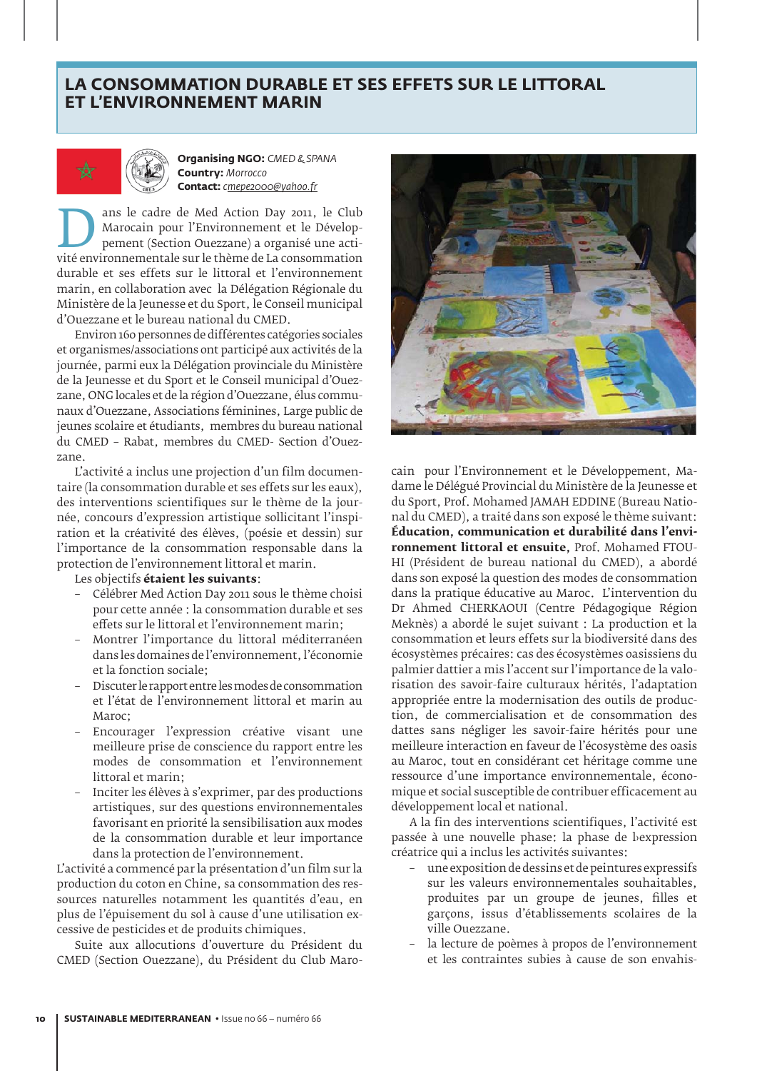# LA CONSOMMATION DURABLE ET SES EFFETS SUR LE LITTORAL ET L'ENVIRONNEMENT MARIN

**Organising NGO:** *CMED & SPANA*
**Country:** *Morrocco*
**Contact:** *cmepe2000@yahoo.fr*

Dans le cadre de Med Action Day 2011, le Club Marocain pour l'Environnement et le Développement (Section Ouezzane) a organisé une activité environnementale sur le thème de La consommation durable et ses effets sur le littoral et l'environnement marin, en collaboration avec la Délégation Régionale du Ministère de la Jeunesse et du Sport, le Conseil municipal d'Ouezzane et le bureau national du CMED.

Environ 160 personnes de différentes catégories sociales et organismes/associations ont participé aux activités de la journée, parmi eux la Délégation provinciale du Ministère de la Jeunesse et du Sport et le Conseil municipal d'Ouezzane, ONG locales et de la région d'Ouezzane, élus communaux d'Ouezzane, Associations féminines, Large public de jeunes scolaire et étudiants, membres du bureau national du CMED – Rabat, membres du CMED- Section d'Ouezzane.

L'activité a inclus une projection d'un film documentaire (la consommation durable et ses effets sur les eaux), des interventions scientifiques sur le thème de la journée, concours d'expression artistique sollicitant l'inspiration et la créativité des élèves, (poésie et dessin) sur l'importance de la consommation responsable dans la protection de l'environnement littoral et marin.

Les objectifs **étaient les suivants**:

- Célébrer Med Action Day 2011 sous le thème choisi pour cette année : la consommation durable et ses effets sur le littoral et l'environnement marin;
- Montrer l'importance du littoral méditerranéen dans les domaines de l'environnement, l'économie et la fonction sociale;
- Discuter le rapport entre les modes de consommation et l'état de l'environnement littoral et marin au Maroc;
- Encourager l'expression créative visant une meilleure prise de conscience du rapport entre les modes de consommation et l'environnement littoral et marin;
- Inciter les élèves à s'exprimer, par des productions artistiques, sur des questions environnementales favorisant en priorité la sensibilisation aux modes de la consommation durable et leur importance dans la protection de l'environnement.

L'activité a commencé par la présentation d'un film sur la production du coton en Chine, sa consommation des ressources naturelles notamment les quantités d'eau, en plus de l'épuisement du sol à cause d'une utilisation excessive de pesticides et de produits chimiques.

Suite aux allocutions d'ouverture du Président du CMED (Section Ouezzane), du Président du Club Marocain pour l'Environnement et le Développement, Madame le Délégué Provincial du Ministère de la Jeunesse et du Sport, Prof. Mohamed JAMAH EDDINE (Bureau National du CMED), a traité dans son exposé le thème suivant: **Éducation, communication et durabilité dans l'environnement littoral et ensuite,** Prof. Mohamed FTOUHI (Président de bureau national du CMED), a abordé dans son exposé la question des modes de consommation dans la pratique éducative au Maroc. L'intervention du Dr Ahmed CHERKAOUI (Centre Pédagogique Région Meknès) a abordé le sujet suivant : La production et la consommation et leurs effets sur la biodiversité dans des écosystèmes précaires: cas des écosystèmes oasissiens du palmier dattier a mis l'accent sur l'importance de la valorisation des savoir-faire culturaux hérités, l'adaptation appropriée entre la modernisation des outils de production, de commercialisation et de consommation des dattes sans négliger les savoir-faire hérités pour une meilleure interaction en faveur de l'écosystème des oasis au Maroc, tout en considérant cet héritage comme une ressource d'une importance environnementale, économique et social susceptible de contribuer efficacement au développement local et national.

A la fin des interventions scientifiques, l'activité est passée à une nouvelle phase: la phase de l'expression créatrice qui a inclus les activités suivantes:

- une exposition de dessins et de peintures expressifs sur les valeurs environnementales souhaitables, produites par un groupe de jeunes, filles et garçons, issus d'établissements scolaires de la ville Ouezzane.
- la lecture de poèmes à propos de l'environnement et les contraintes subies à cause de son envahis-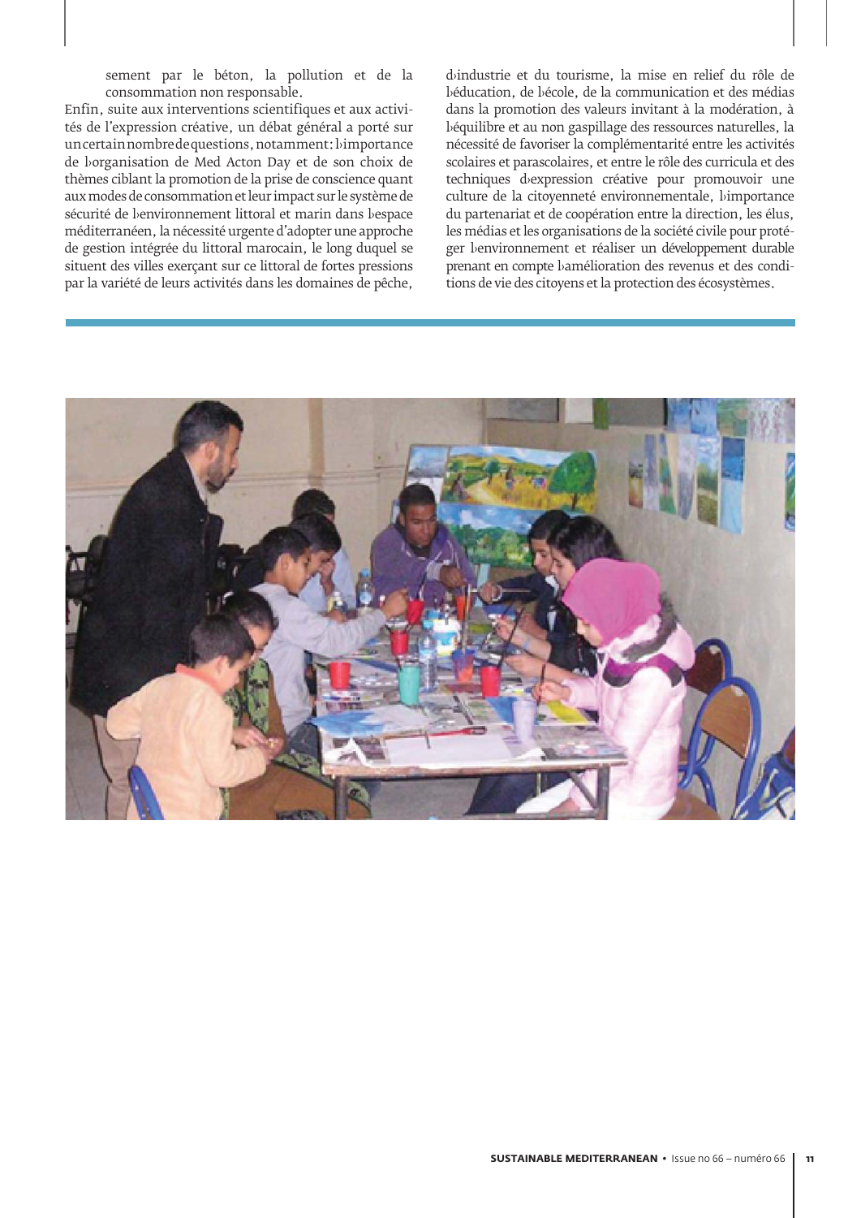sement par le béton, la pollution et de la consommation non responsable.

Enfin, suite aux interventions scientifiques et aux activités de l'expression créative, un débat général a porté sur un certain nombre de questions, notamment: l›importance de l›organisation de Med Acton Day et de son choix de thèmes ciblant la promotion de la prise de conscience quant aux modes de consommation et leur impact sur le système de sécurité de l›environnement littoral et marin dans l›espace méditerranéen, la nécessité urgente d'adopter une approche de gestion intégrée du littoral marocain, le long duquel se situent des villes exerçant sur ce littoral de fortes pressions par la variété de leurs activités dans les domaines de pêche, d›industrie et du tourisme, la mise en relief du rôle de l›éducation, de l›école, de la communication et des médias dans la promotion des valeurs invitant à la modération, à l›équilibre et au non gaspillage des ressources naturelles, la nécessité de favoriser la complémentarité entre les activités scolaires et parascolaires, et entre le rôle des curricula et des techniques d›expression créative pour promouvoir une culture de la citoyenneté environnementale, l›importance du partenariat et de coopération entre la direction, les élus, les médias et les organisations de la société civile pour protéger l›environnement et réaliser un développement durable prenant en compte l›amélioration des revenus et des conditions de vie des citoyens et la protection des écosystèmes.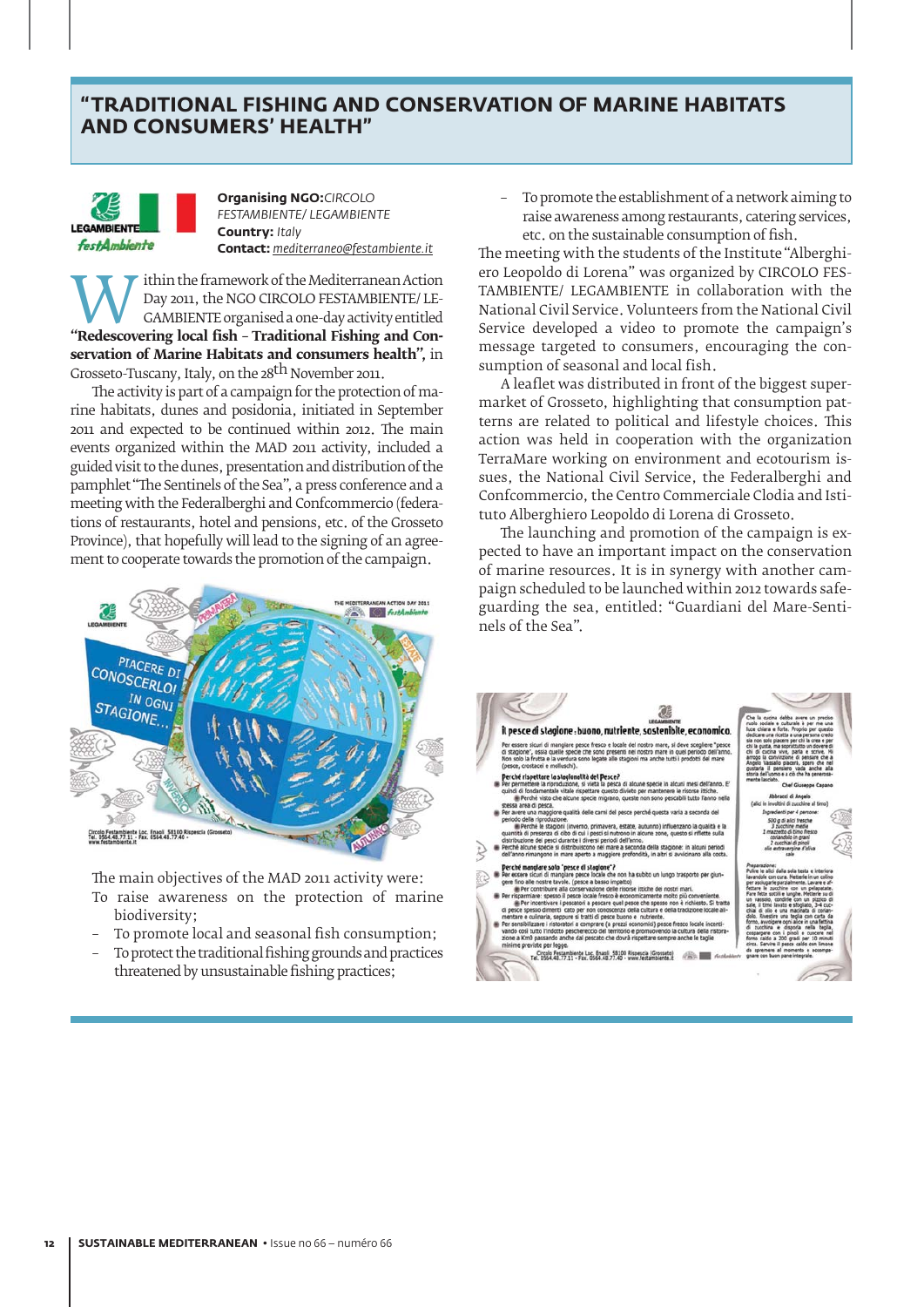## "TRADITIONAL FISHING AND CONSERVATION OF MARINE HABITATS AND CONSUMERS' HEALTH"

**Organising NGO:** *CIRCOLO FESTAMBIENTE/ LEGAMBIENTE*
**Country:** *Italy*
**Contact:** *mediterraneo@festambiente.it*

Within the framework of the Mediterranean Action Day 2011, the NGO CIRCOLO FESTAMBIENTE/ LEGAMBIENTE organised a one-day activity entitled **"Redescovering local fish – Traditional Fishing and Conservation of Marine Habitats and consumers health"**, in Grosseto-Tuscany, Italy, on the 28th November 2011.

The activity is part of a campaign for the protection of marine habitats, dunes and posidonia, initiated in September 2011 and expected to be continued within 2012. The main events organized within the MAD 2011 activity, included a guided visit to the dunes, presentation and distribution of the pamphlet "The Sentinels of the Sea", a press conference and a meeting with the Federalberghi and Confcommercio (federations of restaurants, hotel and pensions, etc. of the Grosseto Province), that hopefully will lead to the signing of an agreement to cooperate towards the promotion of the campaign.

The main objectives of the MAD 2011 activity were:

- To raise awareness on the protection of marine biodiversity;
- To promote local and seasonal fish consumption;
- To protect the traditional fishing grounds and practices threatened by unsustainable fishing practices;
- To promote the establishment of a network aiming to raise awareness among restaurants, catering services, etc. on the sustainable consumption of fish.

The meeting with the students of the Institute "Alberghiero Leopoldo di Lorena" was organized by CIRCOLO FESTAMBIENTE/ LEGAMBIENTE in collaboration with the National Civil Service. Volunteers from the National Civil Service developed a video to promote the campaign's message targeted to consumers, encouraging the consumption of seasonal and local fish.

A leaflet was distributed in front of the biggest supermarket of Grosseto, highlighting that consumption patterns are related to political and lifestyle choices. This action was held in cooperation with the organization TerraMare working on environment and ecotourism issues, the National Civil Service, the Federalberghi and Confcommercio, the Centro Commerciale Clodia and Istituto Alberghiero Leopoldo di Lorena di Grosseto.

The launching and promotion of the campaign is expected to have an important impact on the conservation of marine resources. It is in synergy with another campaign scheduled to be launched within 2012 towards safeguarding the sea, entitled: "Guardiani del Mare-Sentinels of the Sea".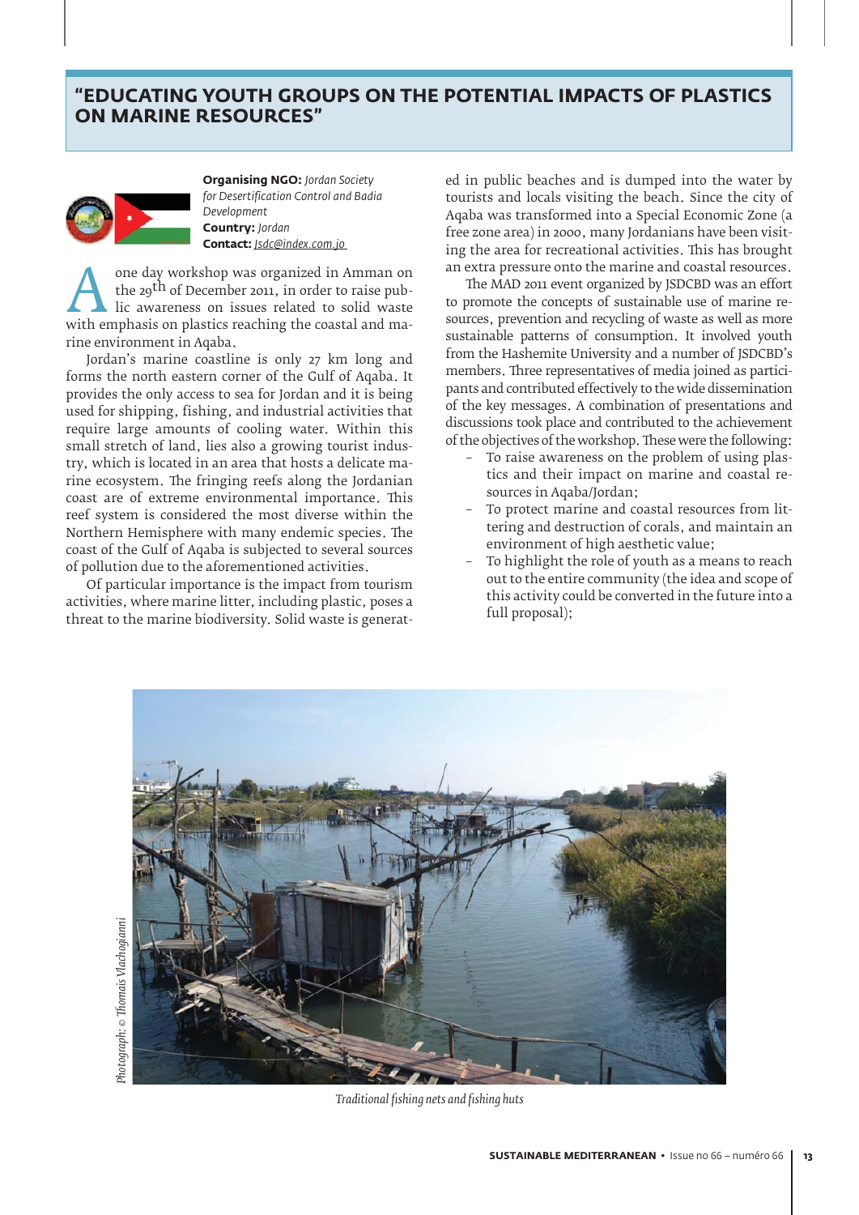## "EDUCATING YOUTH GROUPS ON THE POTENTIAL IMPACTS OF PLASTICS ON MARINE RESOURCES"

**Organising NGO:** *Jordan Society for Desertification Control and Badia Development*
**Country:** *Jordan*
**Contact:** *Jsdc@index.com.jo*

A one day workshop was organized in Amman on the 29th of December 2011, in order to raise public awareness on issues related to solid waste with emphasis on plastics reaching the coastal and marine environment in Aqaba.

Jordan's marine coastline is only 27 km long and forms the north eastern corner of the Gulf of Aqaba. It provides the only access to sea for Jordan and it is being used for shipping, fishing, and industrial activities that require large amounts of cooling water. Within this small stretch of land, lies also a growing tourist industry, which is located in an area that hosts a delicate marine ecosystem. The fringing reefs along the Jordanian coast are of extreme environmental importance. This reef system is considered the most diverse within the Northern Hemisphere with many endemic species. The coast of the Gulf of Aqaba is subjected to several sources of pollution due to the aforementioned activities.

Of particular importance is the impact from tourism activities, where marine litter, including plastic, poses a threat to the marine biodiversity. Solid waste is generated in public beaches and is dumped into the water by tourists and locals visiting the beach. Since the city of Aqaba was transformed into a Special Economic Zone (a free zone area) in 2000, many Jordanians have been visiting the area for recreational activities. This has brought an extra pressure onto the marine and coastal resources.

The MAD 2011 event organized by JSDCBD was an effort to promote the concepts of sustainable use of marine resources, prevention and recycling of waste as well as more sustainable patterns of consumption. It involved youth from the Hashemite University and a number of JSDCBD's members. Three representatives of media joined as participants and contributed effectively to the wide dissemination of the key messages. A combination of presentations and discussions took place and contributed to the achievement of the objectives of the workshop. These were the following:

- To raise awareness on the problem of using plastics and their impact on marine and coastal resources in Aqaba/Jordan;
- To protect marine and coastal resources from littering and destruction of corals, and maintain an environment of high aesthetic value;
- To highlight the role of youth as a means to reach out to the entire community (the idea and scope of this activity could be converted in the future into a full proposal);

*Photograph: © Thomais Vlachogianni*

*Traditional fishing nets and fishing huts*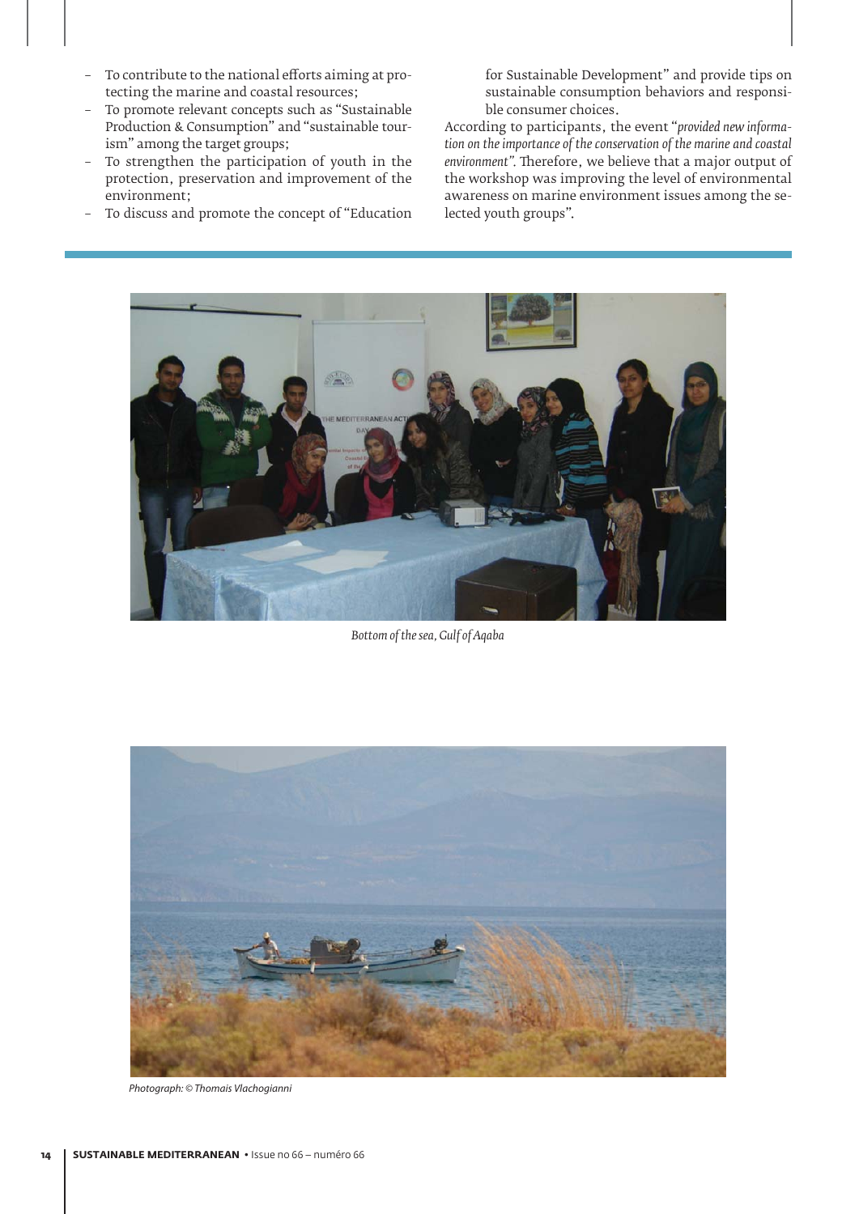- To contribute to the national efforts aiming at protecting the marine and coastal resources;
- To promote relevant concepts such as "Sustainable Production & Consumption" and "sustainable tourism" among the target groups;
- To strengthen the participation of youth in the protection, preservation and improvement of the environment;
- To discuss and promote the concept of "Education for Sustainable Development" and provide tips on sustainable consumption behaviors and responsible consumer choices.

According to participants, the event "*provided new information on the importance of the conservation of the marine and coastal environment*". Therefore, we believe that a major output of the workshop was improving the level of environmental awareness on marine environment issues among the selected youth groups".

*Bottom of the sea, Gulf of Aqaba*

*Photograph: © Thomais Vlachogianni*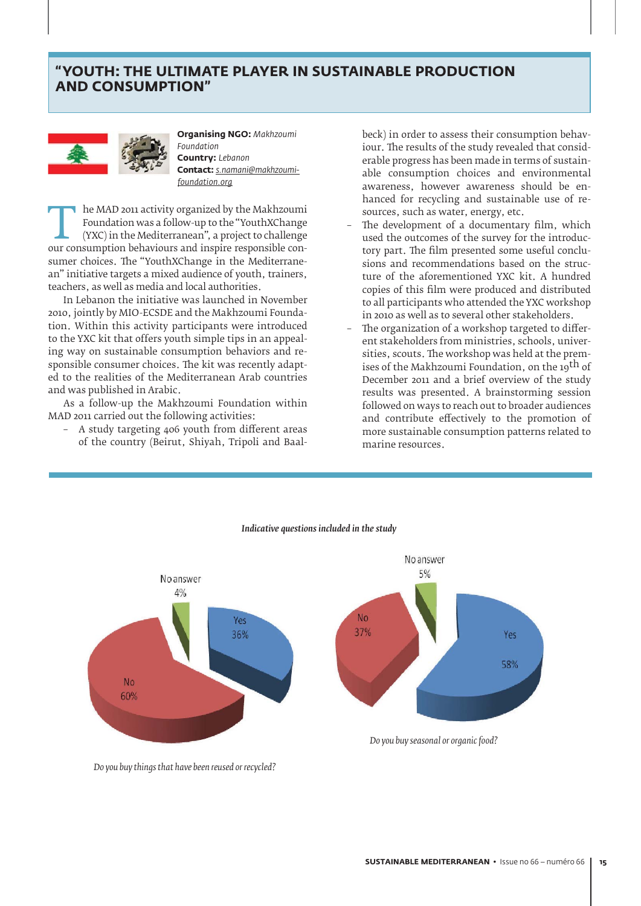## "YOUTH: THE ULTIMATE PLAYER IN SUSTAINABLE PRODUCTION AND CONSUMPTION"

**Organising NGO:** *Makhzoumi Foundation*
**Country:** *Lebanon*
**Contact:** *s.namani@makhzoumi-foundation.org*

The MAD 2011 activity organized by the Makhzoumi Foundation was a follow-up to the "YouthXChange (YXC) in the Mediterranean", a project to challenge our consumption behaviours and inspire responsible consumer choices. The "YouthXChange in the Mediterranean" initiative targets a mixed audience of youth, trainers, teachers, as well as media and local authorities.

In Lebanon the initiative was launched in November 2010, jointly by MIO-ECSDE and the Makhzoumi Foundation. Within this activity participants were introduced to the YXC kit that offers youth simple tips in an appealing way on sustainable consumption behaviors and responsible consumer choices. The kit was recently adapted to the realities of the Mediterranean Arab countries and was published in Arabic.

As a follow-up the Makhzoumi Foundation within MAD 2011 carried out the following activities:

- A study targeting 406 youth from different areas of the country (Beirut, Shiyah, Tripoli and Baalbeck) in order to assess their consumption behaviour. The results of the study revealed that considerable progress has been made in terms of sustainable consumption choices and environmental awareness, however awareness should be enhanced for recycling and sustainable use of resources, such as water, energy, etc.
- The development of a documentary film, which used the outcomes of the survey for the introductory part. The film presented some useful conclusions and recommendations based on the structure of the aforementioned YXC kit. A hundred copies of this film were produced and distributed to all participants who attended the YXC workshop in 2010 as well as to several other stakeholders.
- The organization of a workshop targeted to different stakeholders from ministries, schools, universities, scouts. The workshop was held at the premises of the Makhzoumi Foundation, on the 19th of December 2011 and a brief overview of the study results was presented. A brainstorming session followed on ways to reach out to broader audiences and contribute effectively to the promotion of more sustainable consumption patterns related to marine resources.

*Indicative questions included in the study*

| Do you buy things that have been reused or recycled? | |
|---|---|
| Yes | 36% |
| No | 60% |
| No answer | 4% |

| Do you buy seasonal or organic food? | |
|---|---|
| Yes | 58% |
| No | 37% |
| No answer | 5% |

*Do you buy things that have been reused or recycled?*

*Do you buy seasonal or organic food?*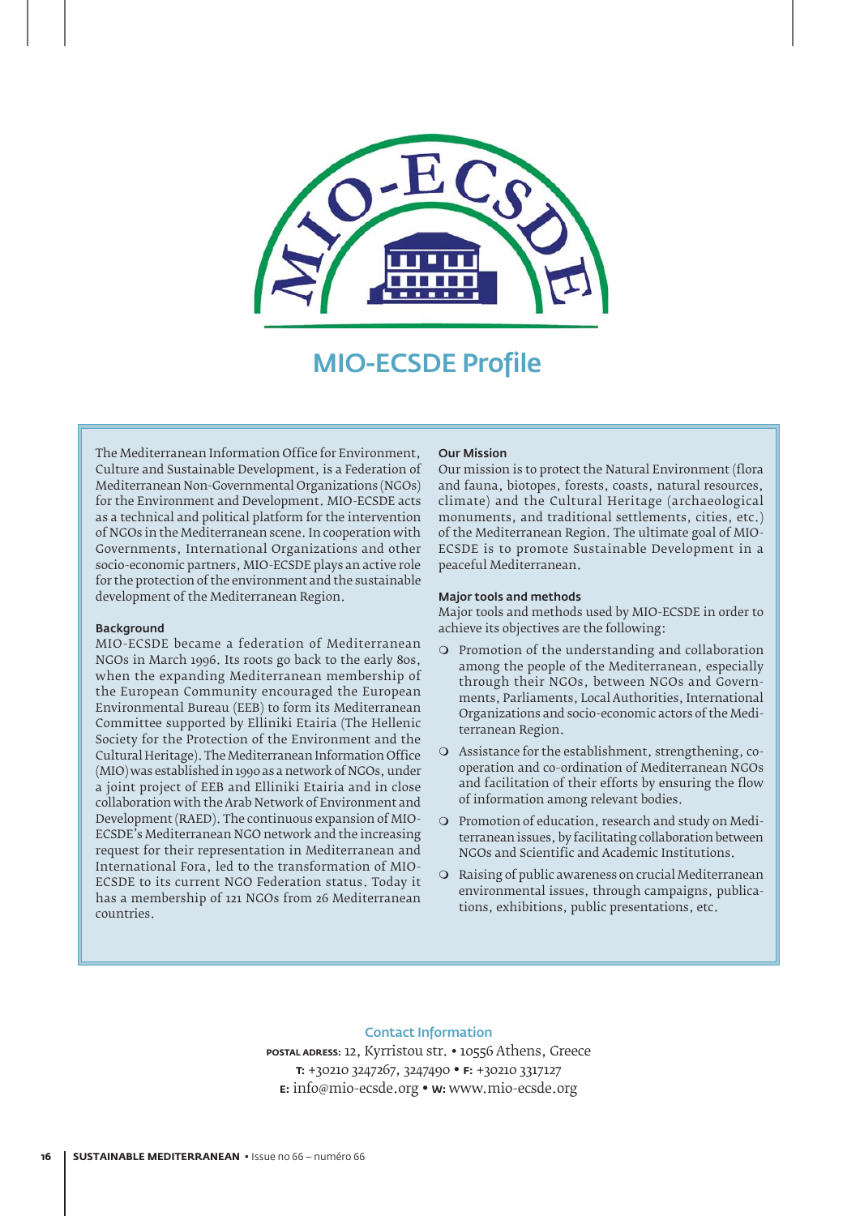# MIO-ECSDE Profile

The Mediterranean Information Office for Environment, Culture and Sustainable Development, is a Federation of Mediterranean Non-Governmental Organizations (NGOs) for the Environment and Development. MIO-ECSDE acts as a technical and political platform for the intervention of NGOs in the Mediterranean scene. In cooperation with Governments, International Organizations and other socio-economic partners, MIO-ECSDE plays an active role for the protection of the environment and the sustainable development of the Mediterranean Region.

### Background

MIO-ECSDE became a federation of Mediterranean NGOs in March 1996. Its roots go back to the early 80s, when the expanding Mediterranean membership of the European Community encouraged the European Environmental Bureau (EEB) to form its Mediterranean Committee supported by Elliniki Etairia (The Hellenic Society for the Protection of the Environment and the Cultural Heritage). The Mediterranean Information Office (MIO) was established in 1990 as a network of NGOs, under a joint project of EEB and Elliniki Etairia and in close collaboration with the Arab Network of Environment and Development (RAED). The continuous expansion of MIO-ECSDE's Mediterranean NGO network and the increasing request for their representation in Mediterranean and International Fora, led to the transformation of MIO-ECSDE to its current NGO Federation status. Today it has a membership of 121 NGOs from 26 Mediterranean countries.

### Our Mission

Our mission is to protect the Natural Environment (flora and fauna, biotopes, forests, coasts, natural resources, climate) and the Cultural Heritage (archaeological monuments, and traditional settlements, cities, etc.) of the Mediterranean Region. The ultimate goal of MIO-ECSDE is to promote Sustainable Development in a peaceful Mediterranean.

### Major tools and methods

Major tools and methods used by MIO-ECSDE in order to achieve its objectives are the following:

- Promotion of the understanding and collaboration among the people of the Mediterranean, especially through their NGOs, between NGOs and Governments, Parliaments, Local Authorities, International Organizations and socio-economic actors of the Mediterranean Region.
- Assistance for the establishment, strengthening, co-operation and co-ordination of Mediterranean NGOs and facilitation of their efforts by ensuring the flow of information among relevant bodies.
- Promotion of education, research and study on Mediterranean issues, by facilitating collaboration between NGOs and Scientific and Academic Institutions.
- Raising of public awareness on crucial Mediterranean environmental issues, through campaigns, publications, exhibitions, public presentations, etc.

### Contact Information

**POSTAL ADRESS:** 12, Kyrristou str. • 10556 Athens, Greece
**T:** +30210 3247267, 3247490 • **F:** +30210 3317127
**E:** info@mio-ecsde.org • **W:** www.mio-ecsde.org